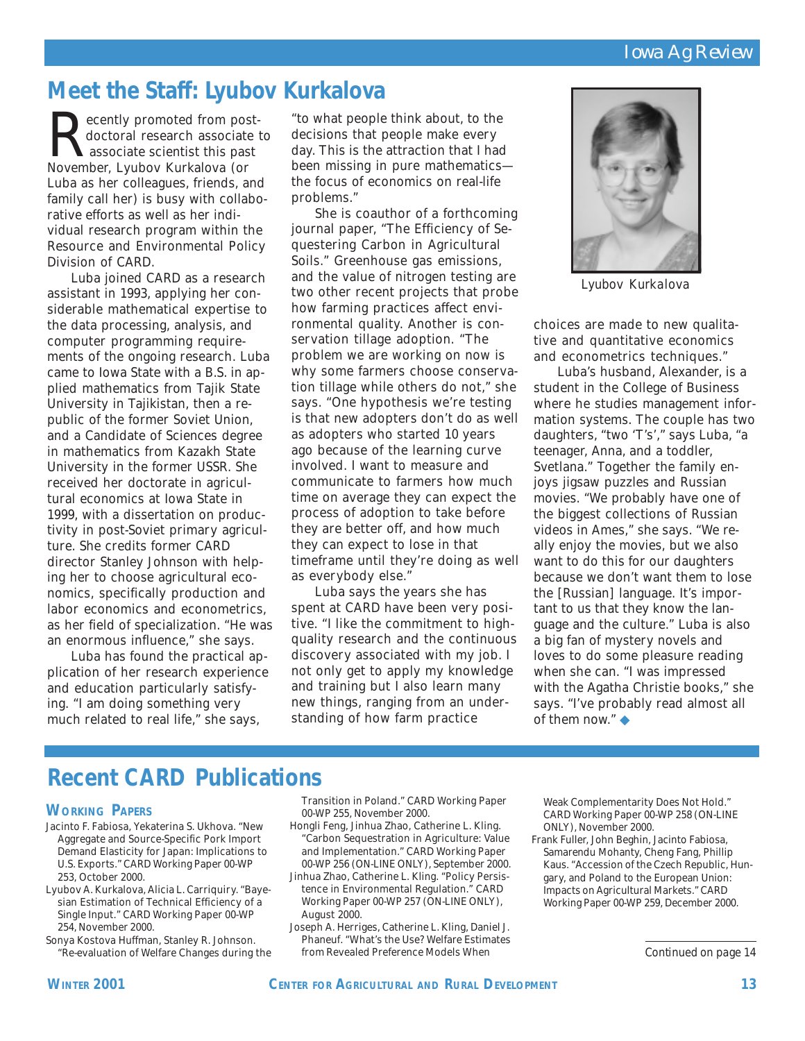# Meet the Staff: Lyubov Kurkalova

Recently promoted from postdoctoral research associate to associate scientist this past November, Lyubov Kurkalova (or Luba as her colleagues, friends, and family call her) is busy with collaborative efforts as well as her individual research program within the Resource and Environmental Policy Division of CARD.

Luba joined CARD as a research assistant in 1993, applying her considerable mathematical expertise to the data processing, analysis, and computer programming requirements of the ongoing research. Luba came to Iowa State with a B.S. in applied mathematics from Tajik State University in Tajikistan, then a republic of the former Soviet Union, and a Candidate of Sciences degree in mathematics from Kazakh State University in the former USSR. She received her doctorate in agricultural economics at Iowa State in 1999, with a dissertation on productivity in post-Soviet primary agriculture. She credits former CARD director Stanley Johnson with helping her to choose agricultural economics, specifically production and labor economics and econometrics, as her field of specialization. "He was an enormous influence," she says.

Luba has found the practical application of her research experience and education particularly satisfying. "I am doing something very much related to real life," she says, "to what people think about, to the decisions that people make every day. This is the attraction that I had been missing in pure mathematics—the focus of economics on real-life problems."

She is coauthor of a forthcoming journal paper, "The Efficiency of Sequestering Carbon in Agricultural Soils." Greenhouse gas emissions, and the value of nitrogen testing are two other recent projects that probe how farming practices affect environmental quality. Another is conservation tillage adoption. "The problem we are working on now is why some farmers choose conservation tillage while others do not," she says. "One hypothesis we're testing is that new adopters don't do as well as adopters who started 10 years ago because of the learning curve involved. I want to measure and communicate to farmers how much time on average they can expect the process of adoption to take before they are better off, and how much they can expect to lose in that timeframe until they're doing as well as everybody else."

Luba says the years she has spent at CARD have been very positive. "I like the commitment to high-quality research and the continuous discovery associated with my job. I not only get to apply my knowledge and training but I also learn many new things, ranging from an understanding of how farm practice choices are made to new qualitative and quantitative economics and econometrics techniques."

Lyubov Kurkalova

Luba's husband, Alexander, is a student in the College of Business where he studies management information systems. The couple has two daughters, "two 'T's'," says Luba, "a teenager, Anna, and a toddler, Svetlana." Together the family enjoys jigsaw puzzles and Russian movies. "We probably have one of the biggest collections of Russian videos in Ames," she says. "We really enjoy the movies, but we also want to do this for our daughters because we don't want them to lose the [Russian] language. It's important to us that they know the language and the culture." Luba is also a big fan of mystery novels and loves to do some pleasure reading when she can. "I was impressed with the Agatha Christie books," she says. "I've probably read almost all of them now." ◆

# Recent CARD Publications

## Working Papers

- Jacinto F. Fabiosa, Yekaterina S. Ukhova. "New Aggregate and Source-Specific Pork Import Demand Elasticity for Japan: Implications to U.S. Exports." CARD Working Paper 00-WP 253, October 2000.
- Lyubov A. Kurkalova, Alicia L. Carriquiry. "Bayesian Estimation of Technical Efficiency of a Single Input." CARD Working Paper 00-WP 254, November 2000.
- Sonya Kostova Huffman, Stanley R. Johnson. "Re-evaluation of Welfare Changes during the Transition in Poland." CARD Working Paper 00-WP 255, November 2000.
- Hongli Feng, Jinhua Zhao, Catherine L. Kling. "Carbon Sequestration in Agriculture: Value and Implementation." CARD Working Paper 00-WP 256 (ON-LINE ONLY), September 2000.
- Jinhua Zhao, Catherine L. Kling. "Policy Persistence in Environmental Regulation." CARD Working Paper 00-WP 257 (ON-LINE ONLY), August 2000.
- Joseph A. Herriges, Catherine L. Kling, Daniel J. Phaneuf. "What's the Use? Welfare Estimates from Revealed Preference Models When Weak Complementarity Does Not Hold." CARD Working Paper 00-WP 258 (ON-LINE ONLY), November 2000.
- Frank Fuller, John Beghin, Jacinto Fabiosa, Samarendu Mohanty, Cheng Fang, Phillip Kaus. "Accession of the Czech Republic, Hungary, and Poland to the European Union: Impacts on Agricultural Markets." CARD Working Paper 00-WP 259, December 2000.

*Continued on page 14*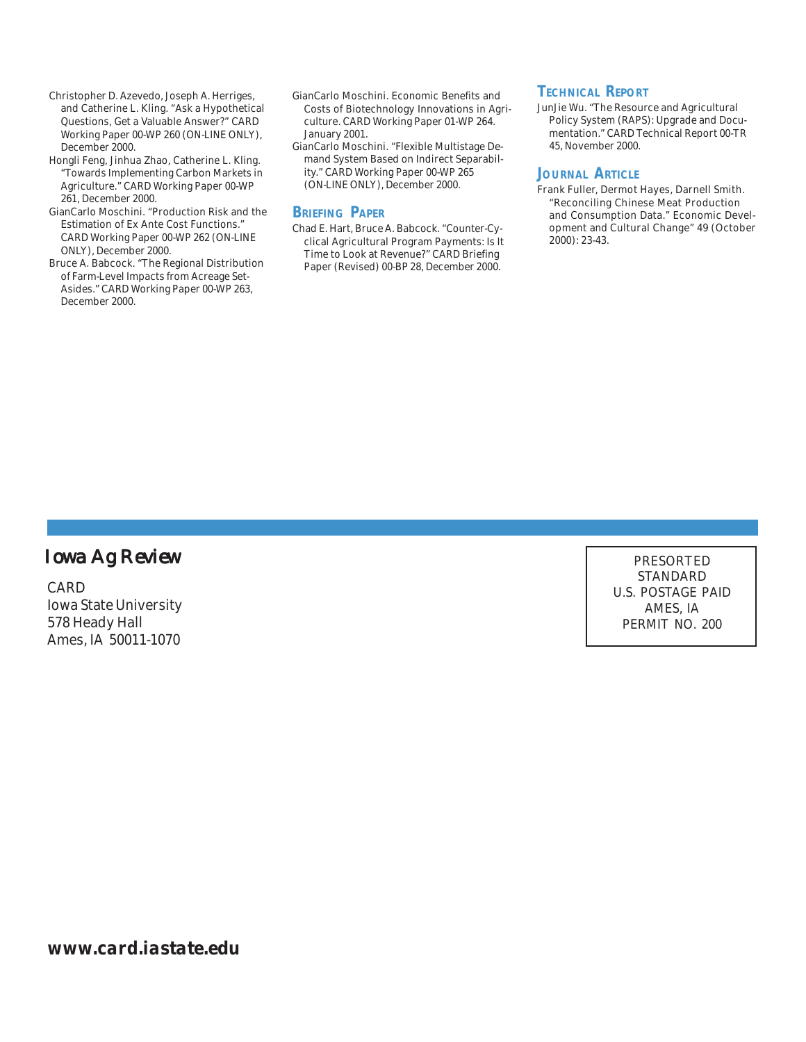Christopher D. Azevedo, Joseph A. Herriges, and Catherine L. Kling. "Ask a Hypothetical Questions, Get a Valuable Answer?" CARD Working Paper 00-WP 260 (ON-LINE ONLY), December 2000.

Hongli Feng, Jinhua Zhao, Catherine L. Kling. "Towards Implementing Carbon Markets in Agriculture." CARD Working Paper 00-WP 261, December 2000.

GianCarlo Moschini. "Production Risk and the Estimation of Ex Ante Cost Functions." CARD Working Paper 00-WP 262 (ON-LINE ONLY), December 2000.

Bruce A. Babcock. "The Regional Distribution of Farm-Level Impacts from Acreage Set-Asides." CARD Working Paper 00-WP 263, December 2000.

GianCarlo Moschini. Economic Benefits and Costs of Biotechnology Innovations in Agriculture. CARD Working Paper 01-WP 264. January 2001.

GianCarlo Moschini. "Flexible Multistage Demand System Based on Indirect Separability." CARD Working Paper 00-WP 265 (ON-LINE ONLY), December 2000.

## Briefing Paper

Chad E. Hart, Bruce A. Babcock. "Counter-Cyclical Agricultural Program Payments: Is It Time to Look at Revenue?" CARD Briefing Paper (Revised) 00-BP 28, December 2000.

## Technical Report

JunJie Wu. "The Resource and Agricultural Policy System (RAPS): Upgrade and Documentation." CARD Technical Report 00-TR 45, November 2000.

## Journal Article

Frank Fuller, Dermot Hayes, Darnell Smith. "Reconciling Chinese Meat Production and Consumption Data." Economic Development and Cultural Change" 49 (October 2000): 23-43.

# Iowa Ag Review

CARD
Iowa State University
578 Heady Hall
Ames, IA 50011-1070

PRESORTED
STANDARD
U.S. POSTAGE PAID
AMES, IA
PERMIT NO. 200

**www.card.iastate.edu**